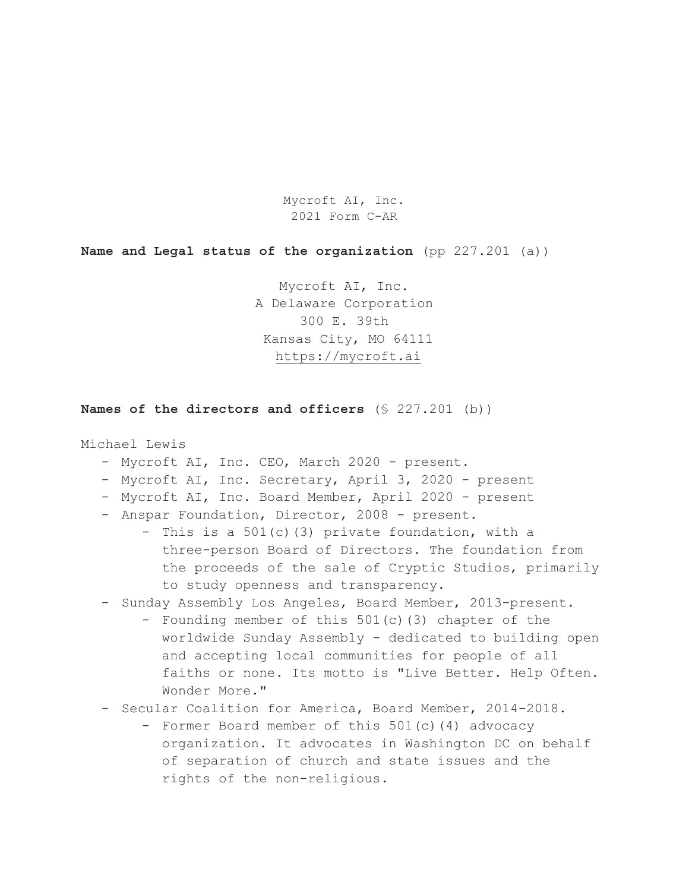Mycroft AI, Inc.
2021 Form C-AR

**Name and Legal status of the organization** (pp 227.201 (a))

Mycroft AI, Inc.
A Delaware Corporation
300 E. 39th
Kansas City, MO 64111
https://mycroft.ai

**Names of the directors and officers** (§ 227.201 (b))

Michael Lewis

- Mycroft AI, Inc. CEO, March 2020 - present.
- Mycroft AI, Inc. Secretary, April 3, 2020 - present
- Mycroft AI, Inc. Board Member, April 2020 - present
- Anspar Foundation, Director, 2008 - present.
    - This is a 501(c)(3) private foundation, with a three-person Board of Directors. The foundation from the proceeds of the sale of Cryptic Studios, primarily to study openness and transparency.
- Sunday Assembly Los Angeles, Board Member, 2013-present.
    - Founding member of this 501(c)(3) chapter of the worldwide Sunday Assembly - dedicated to building open and accepting local communities for people of all faiths or none. Its motto is "Live Better. Help Often. Wonder More."
- Secular Coalition for America, Board Member, 2014-2018.
    - Former Board member of this 501(c)(4) advocacy organization. It advocates in Washington DC on behalf of separation of church and state issues and the rights of the non-religious.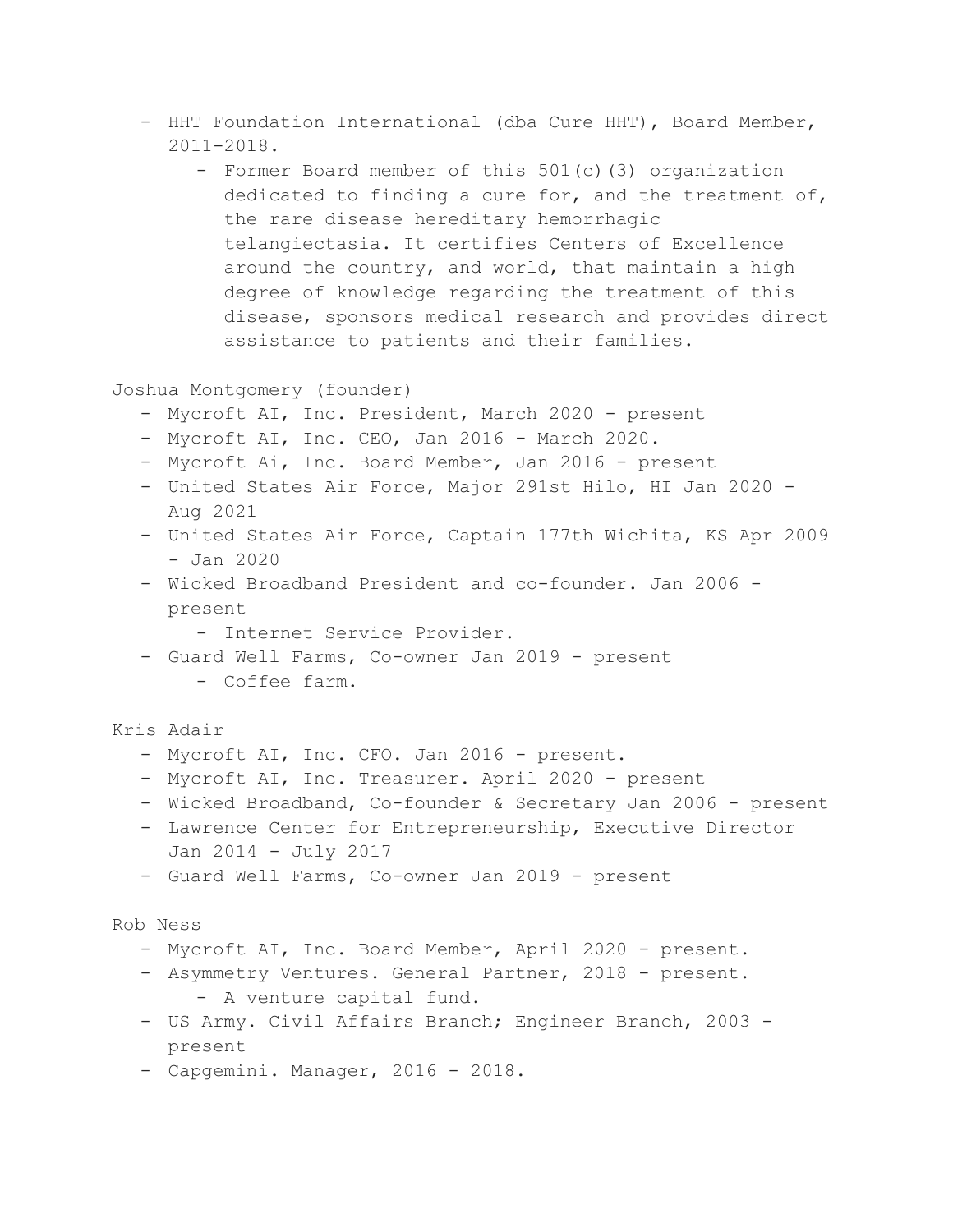- HHT Foundation International (dba Cure HHT), Board Member, 2011-2018.
  - Former Board member of this 501(c)(3) organization dedicated to finding a cure for, and the treatment of, the rare disease hereditary hemorrhagic telangiectasia. It certifies Centers of Excellence around the country, and world, that maintain a high degree of knowledge regarding the treatment of this disease, sponsors medical research and provides direct assistance to patients and their families.

Joshua Montgomery (founder)

- Mycroft AI, Inc. President, March 2020 - present
- Mycroft AI, Inc. CEO, Jan 2016 - March 2020.
- Mycroft Ai, Inc. Board Member, Jan 2016 - present
- United States Air Force, Major 291st Hilo, HI Jan 2020 - Aug 2021
- United States Air Force, Captain 177th Wichita, KS Apr 2009 - Jan 2020
- Wicked Broadband President and co-founder. Jan 2006 - present
  - Internet Service Provider.
- Guard Well Farms, Co-owner Jan 2019 - present
  - Coffee farm.

Kris Adair

- Mycroft AI, Inc. CFO. Jan 2016 - present.
- Mycroft AI, Inc. Treasurer. April 2020 - present
- Wicked Broadband, Co-founder & Secretary Jan 2006 - present
- Lawrence Center for Entrepreneurship, Executive Director Jan 2014 - July 2017
- Guard Well Farms, Co-owner Jan 2019 - present

Rob Ness

- Mycroft AI, Inc. Board Member, April 2020 - present.
- Asymmetry Ventures. General Partner, 2018 - present.
  - A venture capital fund.
- US Army. Civil Affairs Branch; Engineer Branch, 2003 - present
- Capgemini. Manager, 2016 - 2018.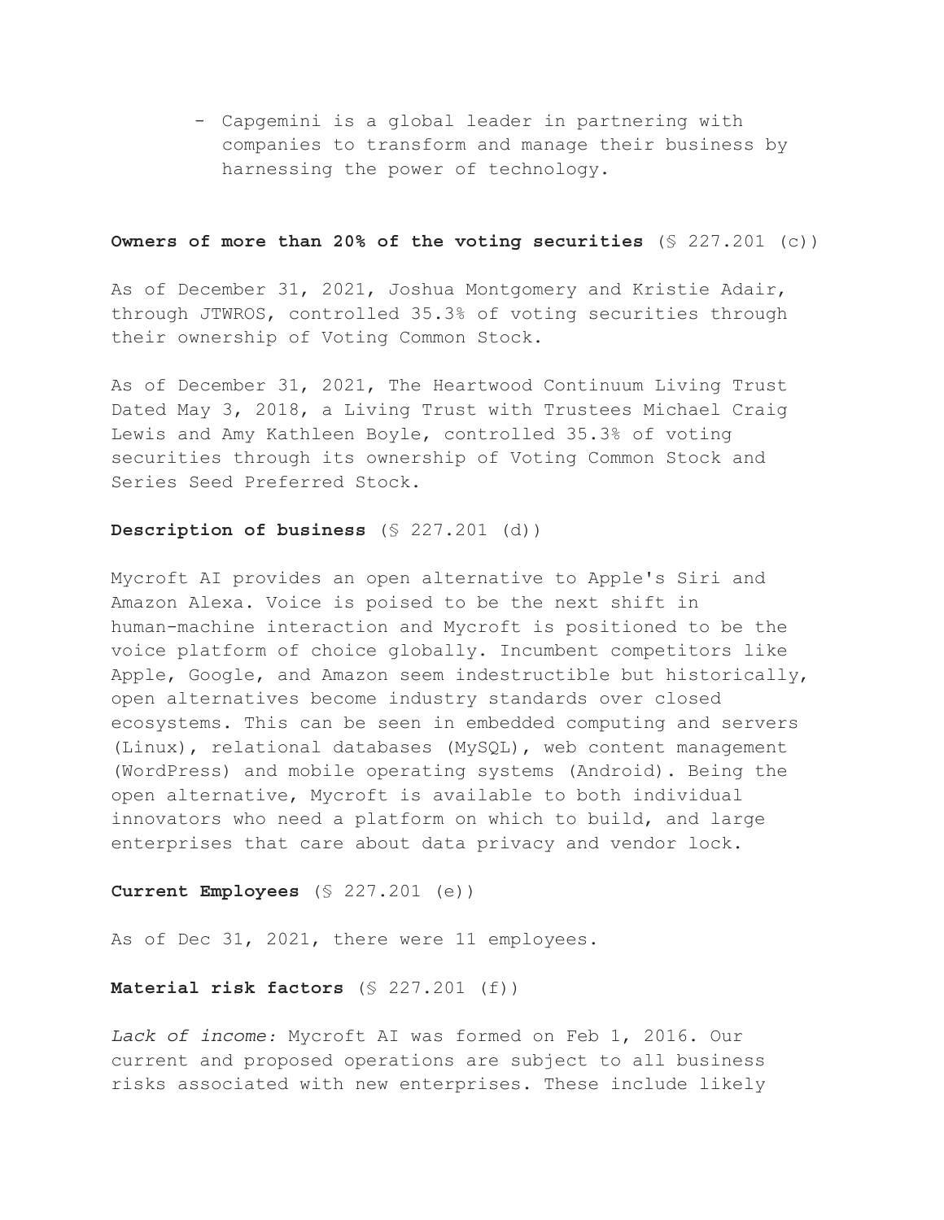- Capgemini is a global leader in partnering with companies to transform and manage their business by harnessing the power of technology.

**Owners of more than 20% of the voting securities** (§ 227.201 (c))

As of December 31, 2021, Joshua Montgomery and Kristie Adair, through JTWROS, controlled 35.3% of voting securities through their ownership of Voting Common Stock.

As of December 31, 2021, The Heartwood Continuum Living Trust Dated May 3, 2018, a Living Trust with Trustees Michael Craig Lewis and Amy Kathleen Boyle, controlled 35.3% of voting securities through its ownership of Voting Common Stock and Series Seed Preferred Stock.

**Description of business** (§ 227.201 (d))

Mycroft AI provides an open alternative to Apple's Siri and Amazon Alexa. Voice is poised to be the next shift in human-machine interaction and Mycroft is positioned to be the voice platform of choice globally. Incumbent competitors like Apple, Google, and Amazon seem indestructible but historically, open alternatives become industry standards over closed ecosystems. This can be seen in embedded computing and servers (Linux), relational databases (MySQL), web content management (WordPress) and mobile operating systems (Android). Being the open alternative, Mycroft is available to both individual innovators who need a platform on which to build, and large enterprises that care about data privacy and vendor lock.

**Current Employees** (§ 227.201 (e))

As of Dec 31, 2021, there were 11 employees.

**Material risk factors** (§ 227.201 (f))

*Lack of income:* Mycroft AI was formed on Feb 1, 2016. Our current and proposed operations are subject to all business risks associated with new enterprises. These include likely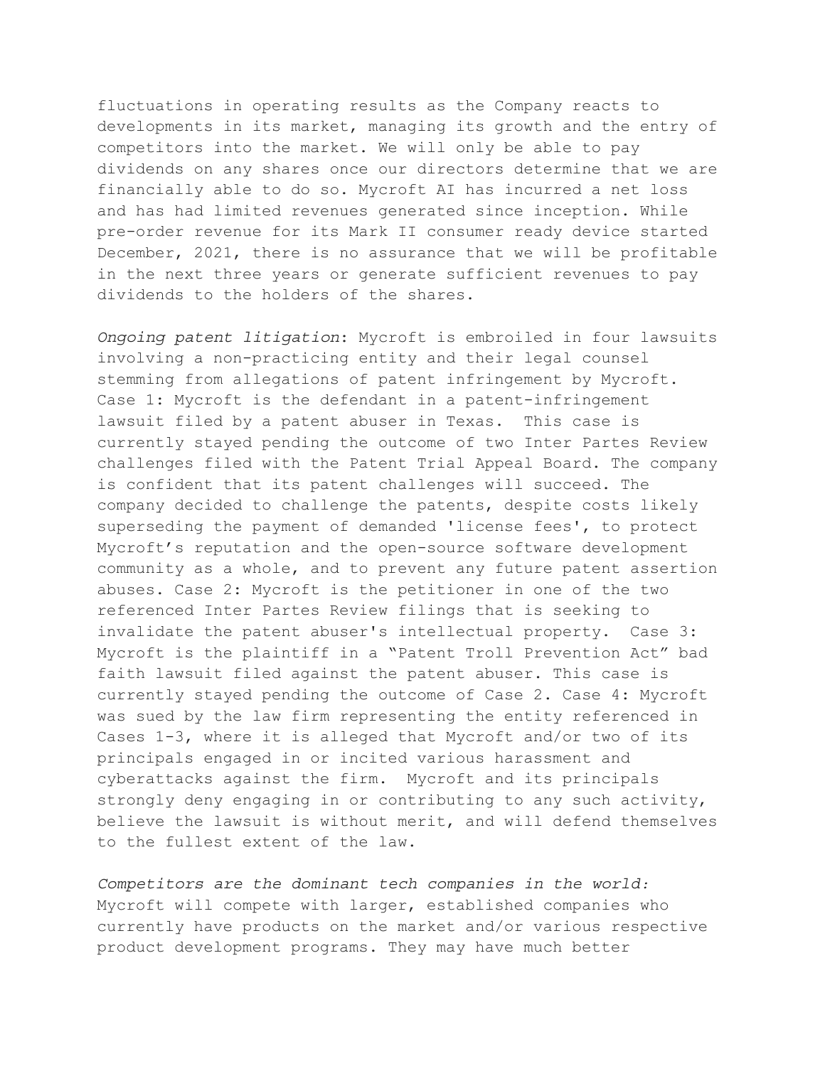fluctuations in operating results as the Company reacts to developments in its market, managing its growth and the entry of competitors into the market. We will only be able to pay dividends on any shares once our directors determine that we are financially able to do so. Mycroft AI has incurred a net loss and has had limited revenues generated since inception. While pre-order revenue for its Mark II consumer ready device started December, 2021, there is no assurance that we will be profitable in the next three years or generate sufficient revenues to pay dividends to the holders of the shares.

*Ongoing patent litigation*: Mycroft is embroiled in four lawsuits involving a non-practicing entity and their legal counsel stemming from allegations of patent infringement by Mycroft. Case 1: Mycroft is the defendant in a patent-infringement lawsuit filed by a patent abuser in Texas.  This case is currently stayed pending the outcome of two Inter Partes Review challenges filed with the Patent Trial Appeal Board. The company is confident that its patent challenges will succeed. The company decided to challenge the patents, despite costs likely superseding the payment of demanded 'license fees', to protect Mycroft's reputation and the open-source software development community as a whole, and to prevent any future patent assertion abuses. Case 2: Mycroft is the petitioner in one of the two referenced Inter Partes Review filings that is seeking to invalidate the patent abuser's intellectual property.  Case 3: Mycroft is the plaintiff in a "Patent Troll Prevention Act" bad faith lawsuit filed against the patent abuser. This case is currently stayed pending the outcome of Case 2. Case 4: Mycroft was sued by the law firm representing the entity referenced in Cases 1-3, where it is alleged that Mycroft and/or two of its principals engaged in or incited various harassment and cyberattacks against the firm.  Mycroft and its principals strongly deny engaging in or contributing to any such activity, believe the lawsuit is without merit, and will defend themselves to the fullest extent of the law.

*Competitors are the dominant tech companies in the world:* Mycroft will compete with larger, established companies who currently have products on the market and/or various respective product development programs. They may have much better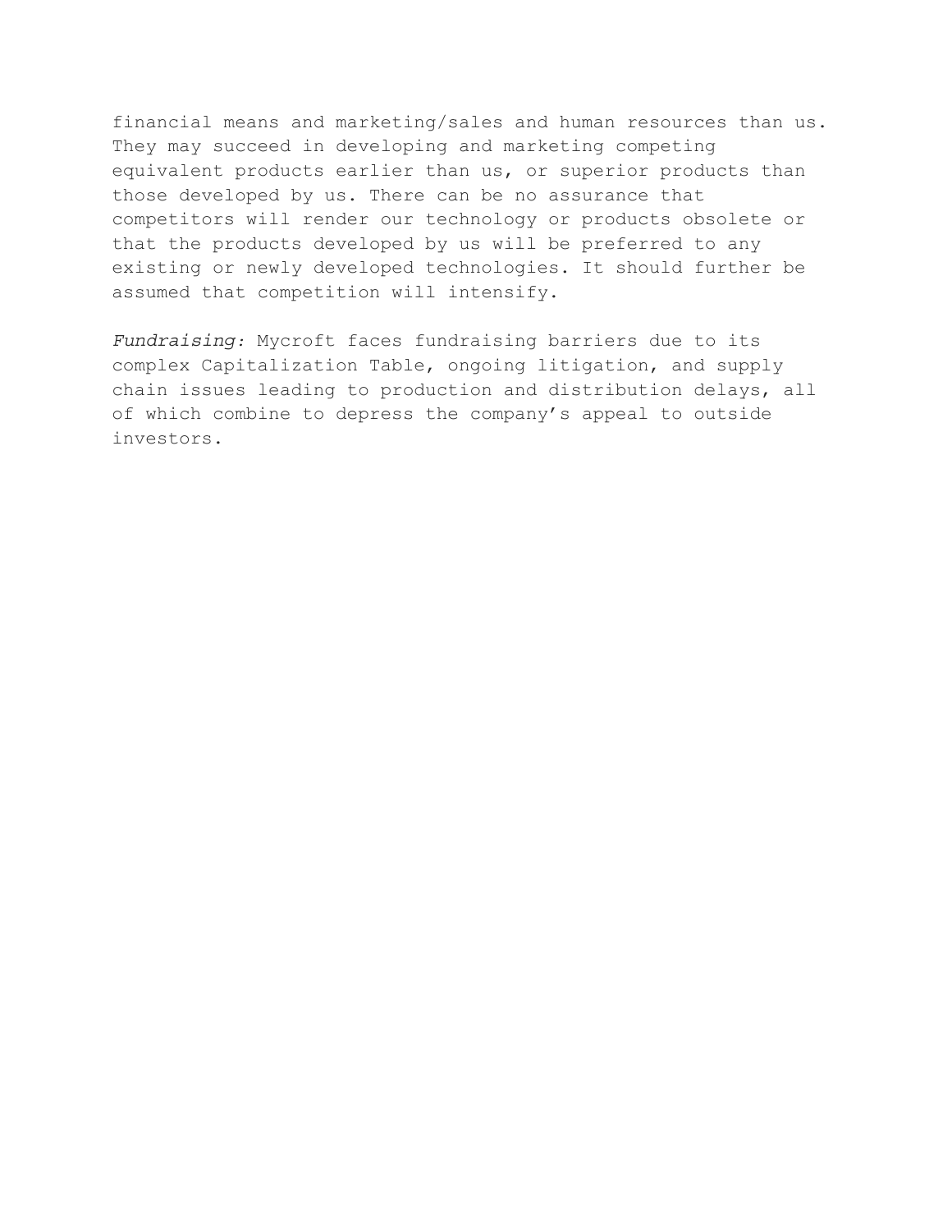financial means and marketing/sales and human resources than us. They may succeed in developing and marketing competing equivalent products earlier than us, or superior products than those developed by us. There can be no assurance that competitors will render our technology or products obsolete or that the products developed by us will be preferred to any existing or newly developed technologies. It should further be assumed that competition will intensify.

*Fundraising:* Mycroft faces fundraising barriers due to its complex Capitalization Table, ongoing litigation, and supply chain issues leading to production and distribution delays, all of which combine to depress the company's appeal to outside investors.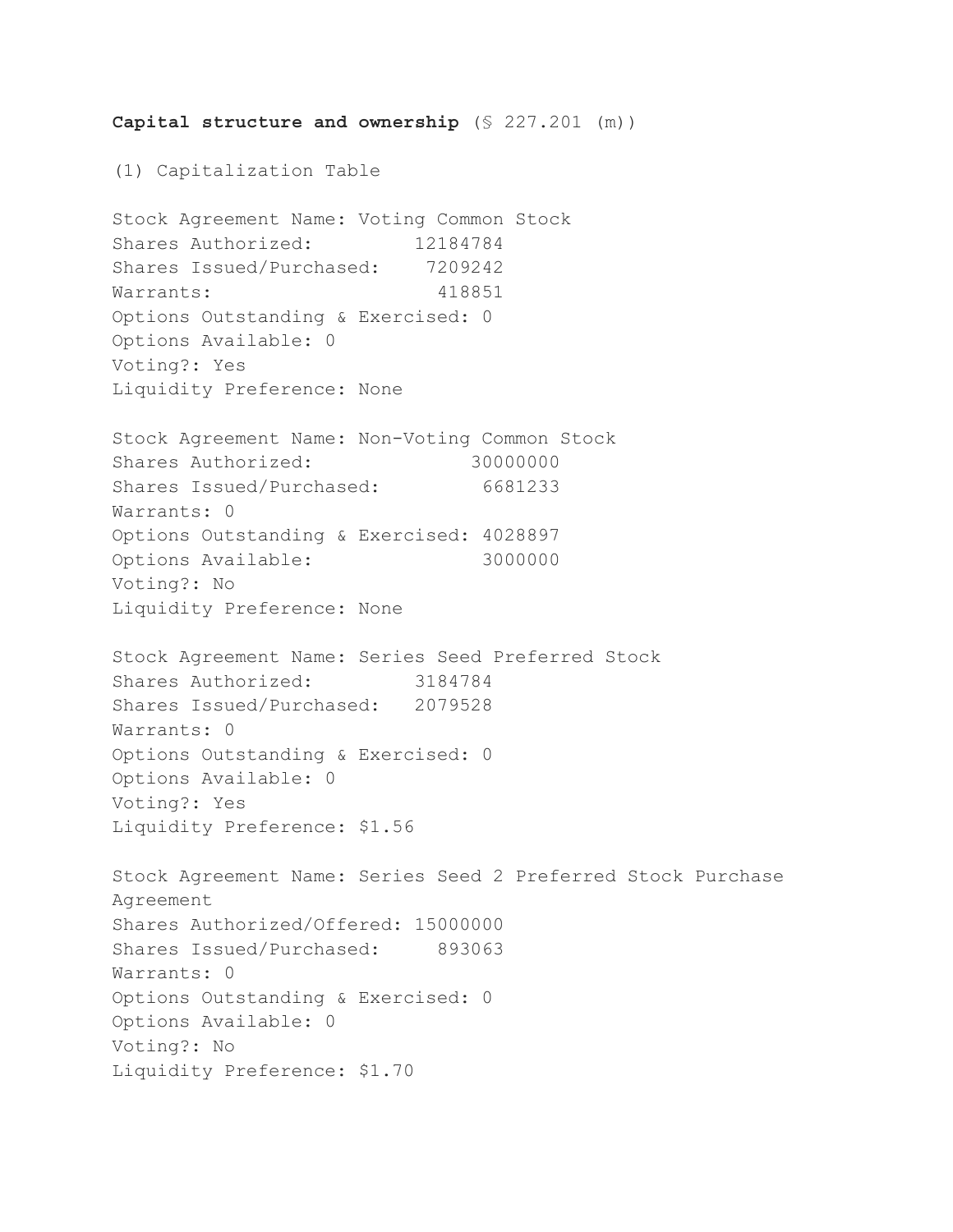**Capital structure and ownership** (§ 227.201 (m))

(1) Capitalization Table

Stock Agreement Name: Voting Common Stock
Shares Authorized: 12184784
Shares Issued/Purchased: 7209242
Warrants: 418851
Options Outstanding & Exercised: 0
Options Available: 0
Voting?: Yes
Liquidity Preference: None

Stock Agreement Name: Non-Voting Common Stock
Shares Authorized: 30000000
Shares Issued/Purchased: 6681233
Warrants: 0
Options Outstanding & Exercised: 4028897
Options Available: 3000000
Voting?: No
Liquidity Preference: None

Stock Agreement Name: Series Seed Preferred Stock
Shares Authorized: 3184784
Shares Issued/Purchased: 2079528
Warrants: 0
Options Outstanding & Exercised: 0
Options Available: 0
Voting?: Yes
Liquidity Preference: $1.56

Stock Agreement Name: Series Seed 2 Preferred Stock Purchase Agreement
Shares Authorized/Offered: 15000000
Shares Issued/Purchased: 893063
Warrants: 0
Options Outstanding & Exercised: 0
Options Available: 0
Voting?: No
Liquidity Preference: $1.70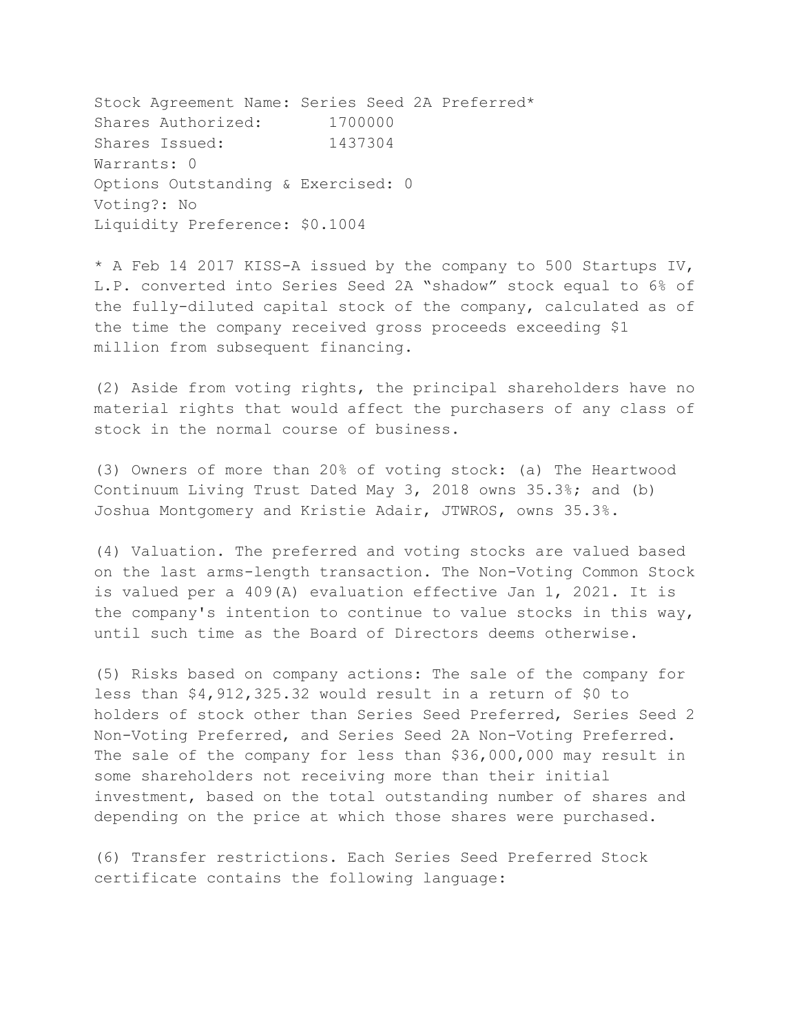Stock Agreement Name: Series Seed 2A Preferred*
Shares Authorized: 1700000
Shares Issued: 1437304
Warrants: 0
Options Outstanding & Exercised: 0
Voting?: No
Liquidity Preference: $0.1004

* A Feb 14 2017 KISS-A issued by the company to 500 Startups IV, L.P. converted into Series Seed 2A "shadow" stock equal to 6% of the fully-diluted capital stock of the company, calculated as of the time the company received gross proceeds exceeding $1 million from subsequent financing.

(2) Aside from voting rights, the principal shareholders have no material rights that would affect the purchasers of any class of stock in the normal course of business.

(3) Owners of more than 20% of voting stock: (a) The Heartwood Continuum Living Trust Dated May 3, 2018 owns 35.3%; and (b) Joshua Montgomery and Kristie Adair, JTWROS, owns 35.3%.

(4) Valuation. The preferred and voting stocks are valued based on the last arms-length transaction. The Non-Voting Common Stock is valued per a 409(A) evaluation effective Jan 1, 2021. It is the company's intention to continue to value stocks in this way, until such time as the Board of Directors deems otherwise.

(5) Risks based on company actions: The sale of the company for less than $4,912,325.32 would result in a return of $0 to holders of stock other than Series Seed Preferred, Series Seed 2 Non-Voting Preferred, and Series Seed 2A Non-Voting Preferred. The sale of the company for less than $36,000,000 may result in some shareholders not receiving more than their initial investment, based on the total outstanding number of shares and depending on the price at which those shares were purchased.

(6) Transfer restrictions. Each Series Seed Preferred Stock certificate contains the following language: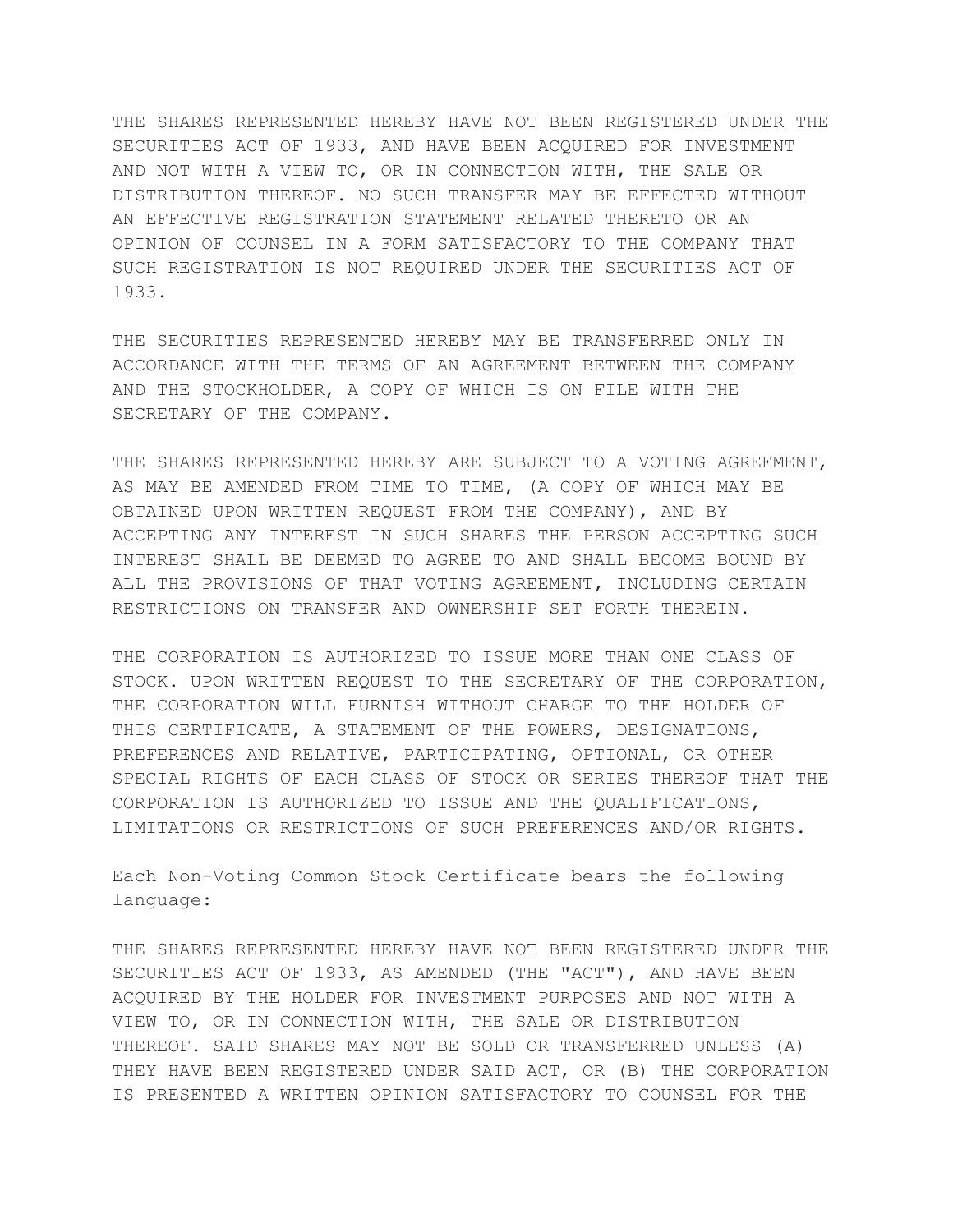THE SHARES REPRESENTED HEREBY HAVE NOT BEEN REGISTERED UNDER THE SECURITIES ACT OF 1933, AND HAVE BEEN ACQUIRED FOR INVESTMENT AND NOT WITH A VIEW TO, OR IN CONNECTION WITH, THE SALE OR DISTRIBUTION THEREOF. NO SUCH TRANSFER MAY BE EFFECTED WITHOUT AN EFFECTIVE REGISTRATION STATEMENT RELATED THERETO OR AN OPINION OF COUNSEL IN A FORM SATISFACTORY TO THE COMPANY THAT SUCH REGISTRATION IS NOT REQUIRED UNDER THE SECURITIES ACT OF 1933.

THE SECURITIES REPRESENTED HEREBY MAY BE TRANSFERRED ONLY IN ACCORDANCE WITH THE TERMS OF AN AGREEMENT BETWEEN THE COMPANY AND THE STOCKHOLDER, A COPY OF WHICH IS ON FILE WITH THE SECRETARY OF THE COMPANY.

THE SHARES REPRESENTED HEREBY ARE SUBJECT TO A VOTING AGREEMENT, AS MAY BE AMENDED FROM TIME TO TIME, (A COPY OF WHICH MAY BE OBTAINED UPON WRITTEN REQUEST FROM THE COMPANY), AND BY ACCEPTING ANY INTEREST IN SUCH SHARES THE PERSON ACCEPTING SUCH INTEREST SHALL BE DEEMED TO AGREE TO AND SHALL BECOME BOUND BY ALL THE PROVISIONS OF THAT VOTING AGREEMENT, INCLUDING CERTAIN RESTRICTIONS ON TRANSFER AND OWNERSHIP SET FORTH THEREIN.

THE CORPORATION IS AUTHORIZED TO ISSUE MORE THAN ONE CLASS OF STOCK. UPON WRITTEN REQUEST TO THE SECRETARY OF THE CORPORATION, THE CORPORATION WILL FURNISH WITHOUT CHARGE TO THE HOLDER OF THIS CERTIFICATE, A STATEMENT OF THE POWERS, DESIGNATIONS, PREFERENCES AND RELATIVE, PARTICIPATING, OPTIONAL, OR OTHER SPECIAL RIGHTS OF EACH CLASS OF STOCK OR SERIES THEREOF THAT THE CORPORATION IS AUTHORIZED TO ISSUE AND THE QUALIFICATIONS, LIMITATIONS OR RESTRICTIONS OF SUCH PREFERENCES AND/OR RIGHTS.

Each Non-Voting Common Stock Certificate bears the following language:

THE SHARES REPRESENTED HEREBY HAVE NOT BEEN REGISTERED UNDER THE SECURITIES ACT OF 1933, AS AMENDED (THE "ACT"), AND HAVE BEEN ACQUIRED BY THE HOLDER FOR INVESTMENT PURPOSES AND NOT WITH A VIEW TO, OR IN CONNECTION WITH, THE SALE OR DISTRIBUTION THEREOF. SAID SHARES MAY NOT BE SOLD OR TRANSFERRED UNLESS (A) THEY HAVE BEEN REGISTERED UNDER SAID ACT, OR (B) THE CORPORATION IS PRESENTED A WRITTEN OPINION SATISFACTORY TO COUNSEL FOR THE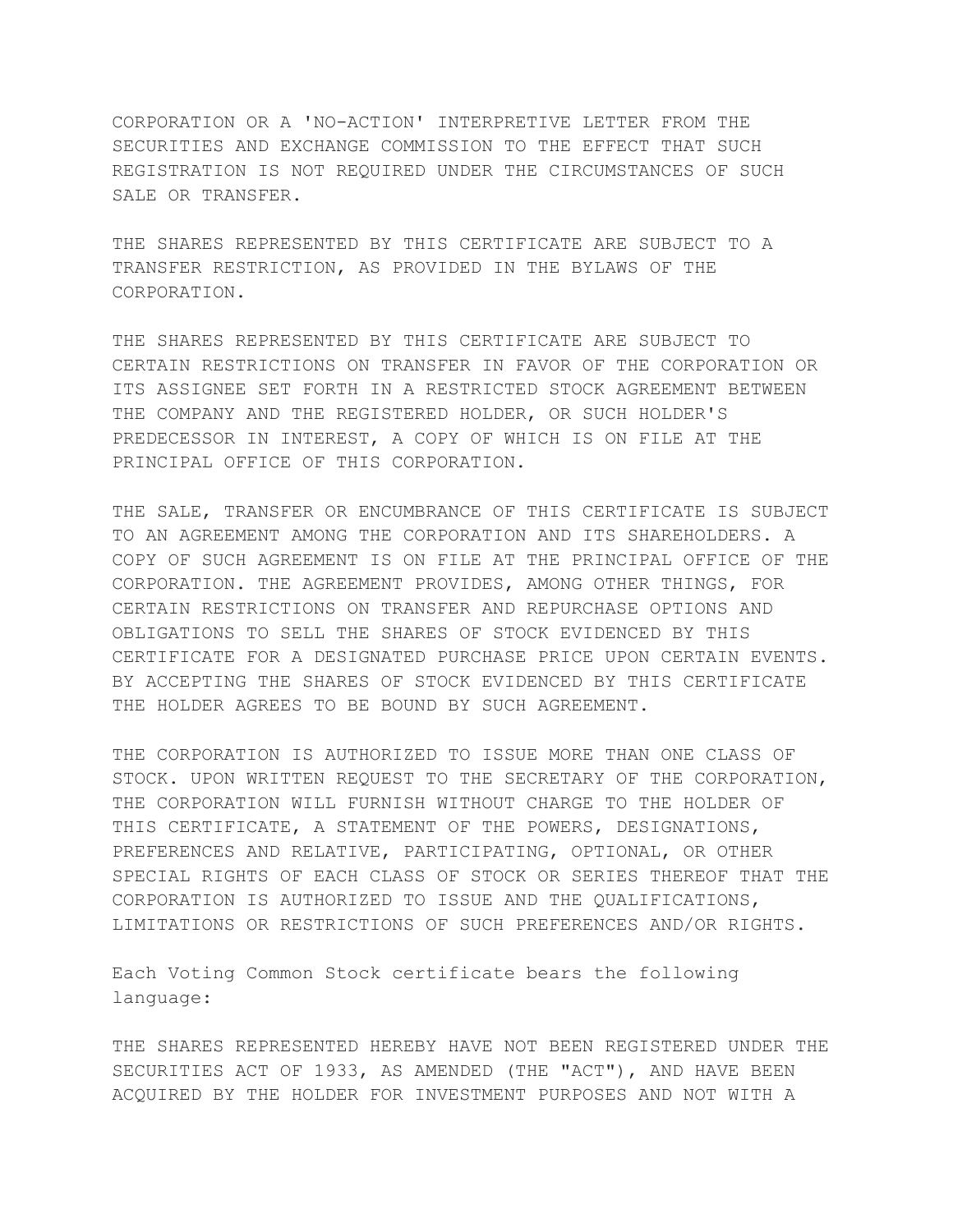CORPORATION OR A 'NO-ACTION' INTERPRETIVE LETTER FROM THE SECURITIES AND EXCHANGE COMMISSION TO THE EFFECT THAT SUCH REGISTRATION IS NOT REQUIRED UNDER THE CIRCUMSTANCES OF SUCH SALE OR TRANSFER.

THE SHARES REPRESENTED BY THIS CERTIFICATE ARE SUBJECT TO A TRANSFER RESTRICTION, AS PROVIDED IN THE BYLAWS OF THE CORPORATION.

THE SHARES REPRESENTED BY THIS CERTIFICATE ARE SUBJECT TO CERTAIN RESTRICTIONS ON TRANSFER IN FAVOR OF THE CORPORATION OR ITS ASSIGNEE SET FORTH IN A RESTRICTED STOCK AGREEMENT BETWEEN THE COMPANY AND THE REGISTERED HOLDER, OR SUCH HOLDER'S PREDECESSOR IN INTEREST, A COPY OF WHICH IS ON FILE AT THE PRINCIPAL OFFICE OF THIS CORPORATION.

THE SALE, TRANSFER OR ENCUMBRANCE OF THIS CERTIFICATE IS SUBJECT TO AN AGREEMENT AMONG THE CORPORATION AND ITS SHAREHOLDERS. A COPY OF SUCH AGREEMENT IS ON FILE AT THE PRINCIPAL OFFICE OF THE CORPORATION. THE AGREEMENT PROVIDES, AMONG OTHER THINGS, FOR CERTAIN RESTRICTIONS ON TRANSFER AND REPURCHASE OPTIONS AND OBLIGATIONS TO SELL THE SHARES OF STOCK EVIDENCED BY THIS CERTIFICATE FOR A DESIGNATED PURCHASE PRICE UPON CERTAIN EVENTS. BY ACCEPTING THE SHARES OF STOCK EVIDENCED BY THIS CERTIFICATE THE HOLDER AGREES TO BE BOUND BY SUCH AGREEMENT.

THE CORPORATION IS AUTHORIZED TO ISSUE MORE THAN ONE CLASS OF STOCK. UPON WRITTEN REQUEST TO THE SECRETARY OF THE CORPORATION, THE CORPORATION WILL FURNISH WITHOUT CHARGE TO THE HOLDER OF THIS CERTIFICATE, A STATEMENT OF THE POWERS, DESIGNATIONS, PREFERENCES AND RELATIVE, PARTICIPATING, OPTIONAL, OR OTHER SPECIAL RIGHTS OF EACH CLASS OF STOCK OR SERIES THEREOF THAT THE CORPORATION IS AUTHORIZED TO ISSUE AND THE QUALIFICATIONS, LIMITATIONS OR RESTRICTIONS OF SUCH PREFERENCES AND/OR RIGHTS.

Each Voting Common Stock certificate bears the following language:

THE SHARES REPRESENTED HEREBY HAVE NOT BEEN REGISTERED UNDER THE SECURITIES ACT OF 1933, AS AMENDED (THE "ACT"), AND HAVE BEEN ACQUIRED BY THE HOLDER FOR INVESTMENT PURPOSES AND NOT WITH A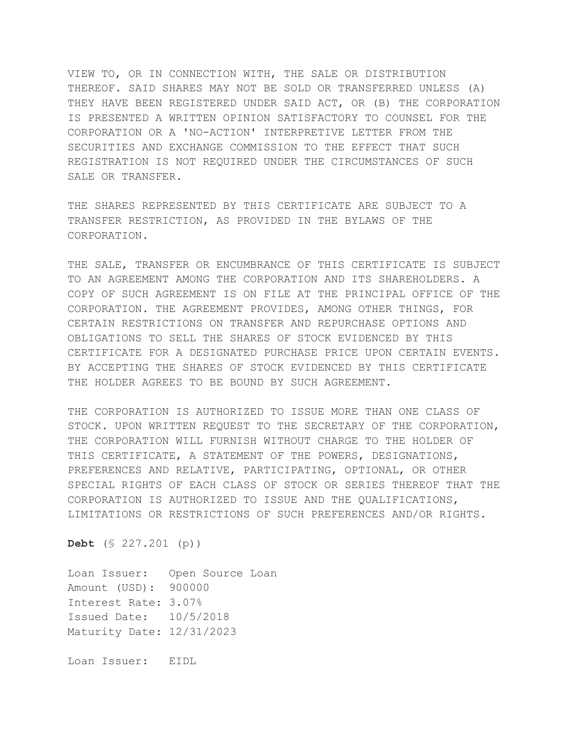VIEW TO, OR IN CONNECTION WITH, THE SALE OR DISTRIBUTION THEREOF. SAID SHARES MAY NOT BE SOLD OR TRANSFERRED UNLESS (A) THEY HAVE BEEN REGISTERED UNDER SAID ACT, OR (B) THE CORPORATION IS PRESENTED A WRITTEN OPINION SATISFACTORY TO COUNSEL FOR THE CORPORATION OR A 'NO-ACTION' INTERPRETIVE LETTER FROM THE SECURITIES AND EXCHANGE COMMISSION TO THE EFFECT THAT SUCH REGISTRATION IS NOT REQUIRED UNDER THE CIRCUMSTANCES OF SUCH SALE OR TRANSFER.

THE SHARES REPRESENTED BY THIS CERTIFICATE ARE SUBJECT TO A TRANSFER RESTRICTION, AS PROVIDED IN THE BYLAWS OF THE CORPORATION.

THE SALE, TRANSFER OR ENCUMBRANCE OF THIS CERTIFICATE IS SUBJECT TO AN AGREEMENT AMONG THE CORPORATION AND ITS SHAREHOLDERS. A COPY OF SUCH AGREEMENT IS ON FILE AT THE PRINCIPAL OFFICE OF THE CORPORATION. THE AGREEMENT PROVIDES, AMONG OTHER THINGS, FOR CERTAIN RESTRICTIONS ON TRANSFER AND REPURCHASE OPTIONS AND OBLIGATIONS TO SELL THE SHARES OF STOCK EVIDENCED BY THIS CERTIFICATE FOR A DESIGNATED PURCHASE PRICE UPON CERTAIN EVENTS. BY ACCEPTING THE SHARES OF STOCK EVIDENCED BY THIS CERTIFICATE THE HOLDER AGREES TO BE BOUND BY SUCH AGREEMENT.

THE CORPORATION IS AUTHORIZED TO ISSUE MORE THAN ONE CLASS OF STOCK. UPON WRITTEN REQUEST TO THE SECRETARY OF THE CORPORATION, THE CORPORATION WILL FURNISH WITHOUT CHARGE TO THE HOLDER OF THIS CERTIFICATE, A STATEMENT OF THE POWERS, DESIGNATIONS, PREFERENCES AND RELATIVE, PARTICIPATING, OPTIONAL, OR OTHER SPECIAL RIGHTS OF EACH CLASS OF STOCK OR SERIES THEREOF THAT THE CORPORATION IS AUTHORIZED TO ISSUE AND THE QUALIFICATIONS, LIMITATIONS OR RESTRICTIONS OF SUCH PREFERENCES AND/OR RIGHTS.

**Debt** (§ 227.201 (p))

Loan Issuer: Open Source Loan
Amount (USD): 900000
Interest Rate: 3.07%
Issued Date: 10/5/2018
Maturity Date: 12/31/2023

Loan Issuer: EIDL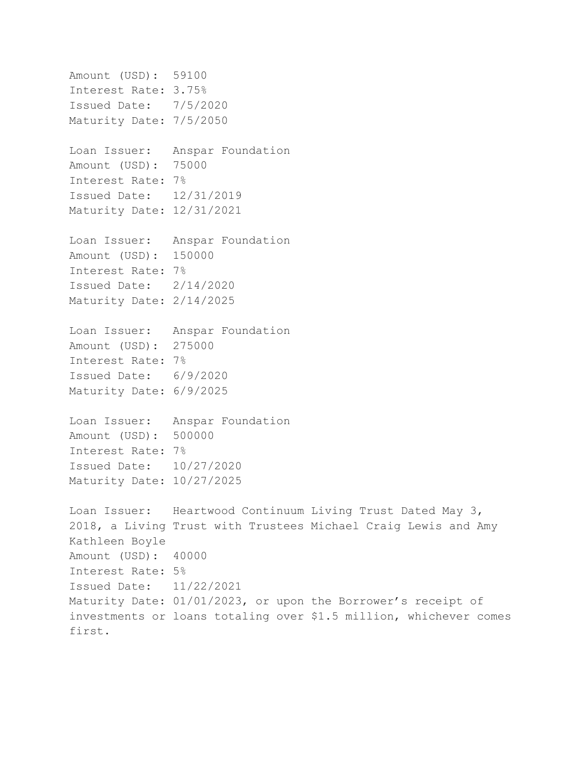Amount (USD): 59100
Interest Rate: 3.75%
Issued Date: 7/5/2020
Maturity Date: 7/5/2050

Loan Issuer: Anspar Foundation
Amount (USD): 75000
Interest Rate: 7%
Issued Date: 12/31/2019
Maturity Date: 12/31/2021

Loan Issuer: Anspar Foundation
Amount (USD): 150000
Interest Rate: 7%
Issued Date: 2/14/2020
Maturity Date: 2/14/2025

Loan Issuer: Anspar Foundation
Amount (USD): 275000
Interest Rate: 7%
Issued Date: 6/9/2020
Maturity Date: 6/9/2025

Loan Issuer: Anspar Foundation
Amount (USD): 500000
Interest Rate: 7%
Issued Date: 10/27/2020
Maturity Date: 10/27/2025

Loan Issuer: Heartwood Continuum Living Trust Dated May 3, 2018, a Living Trust with Trustees Michael Craig Lewis and Amy Kathleen Boyle
Amount (USD): 40000
Interest Rate: 5%
Issued Date: 11/22/2021
Maturity Date: 01/01/2023, or upon the Borrower's receipt of investments or loans totaling over $1.5 million, whichever comes first.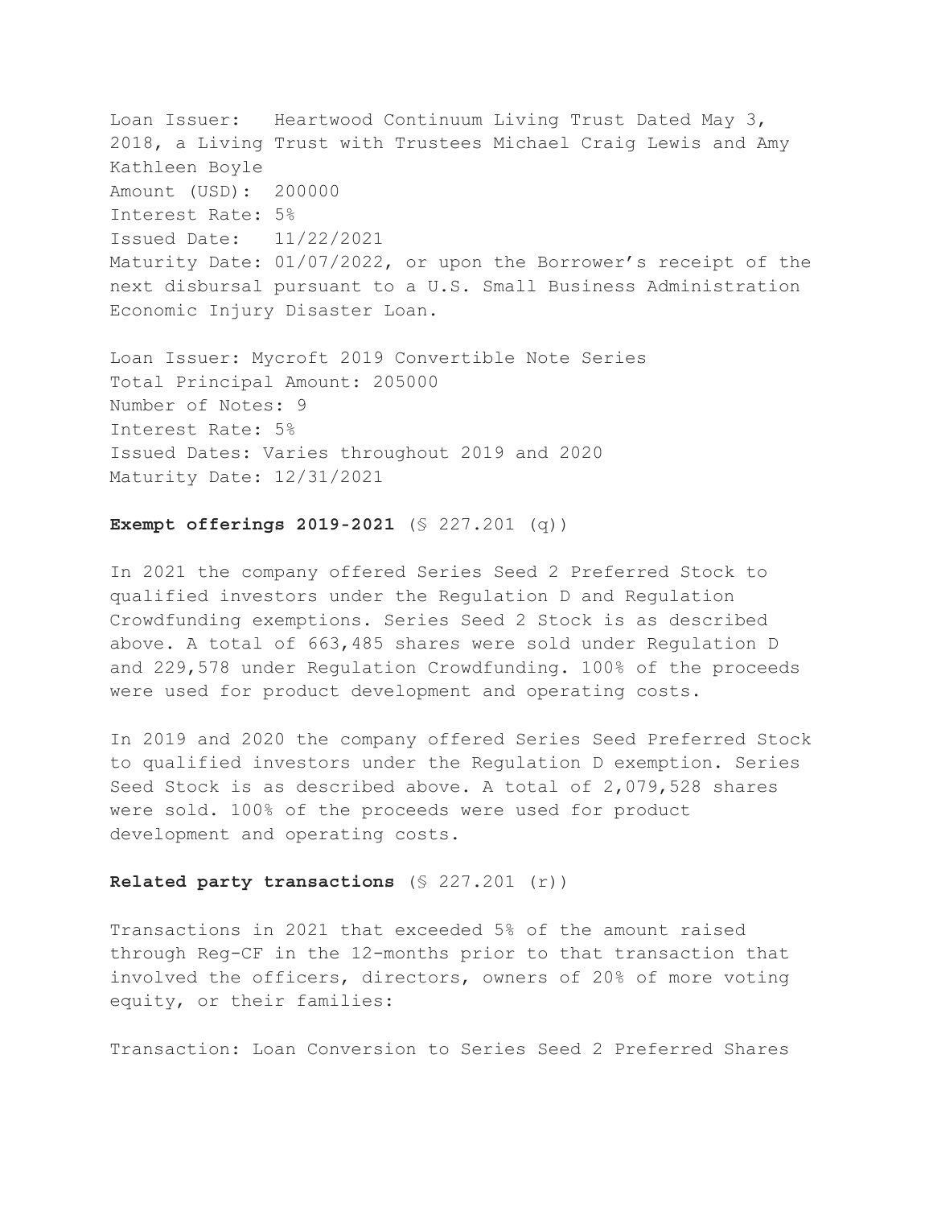Loan Issuer: Heartwood Continuum Living Trust Dated May 3, 2018, a Living Trust with Trustees Michael Craig Lewis and Amy Kathleen Boyle
Amount (USD): 200000
Interest Rate: 5%
Issued Date: 11/22/2021
Maturity Date: 01/07/2022, or upon the Borrower's receipt of the next disbursal pursuant to a U.S. Small Business Administration Economic Injury Disaster Loan.

Loan Issuer: Mycroft 2019 Convertible Note Series
Total Principal Amount: 205000
Number of Notes: 9
Interest Rate: 5%
Issued Dates: Varies throughout 2019 and 2020
Maturity Date: 12/31/2021

**Exempt offerings 2019-2021** (§ 227.201 (q))

In 2021 the company offered Series Seed 2 Preferred Stock to qualified investors under the Regulation D and Regulation Crowdfunding exemptions. Series Seed 2 Stock is as described above. A total of 663,485 shares were sold under Regulation D and 229,578 under Regulation Crowdfunding. 100% of the proceeds were used for product development and operating costs.

In 2019 and 2020 the company offered Series Seed Preferred Stock to qualified investors under the Regulation D exemption. Series Seed Stock is as described above. A total of 2,079,528 shares were sold. 100% of the proceeds were used for product development and operating costs.

**Related party transactions** (§ 227.201 (r))

Transactions in 2021 that exceeded 5% of the amount raised through Reg-CF in the 12-months prior to that transaction that involved the officers, directors, owners of 20% of more voting equity, or their families:

Transaction: Loan Conversion to Series Seed 2 Preferred Shares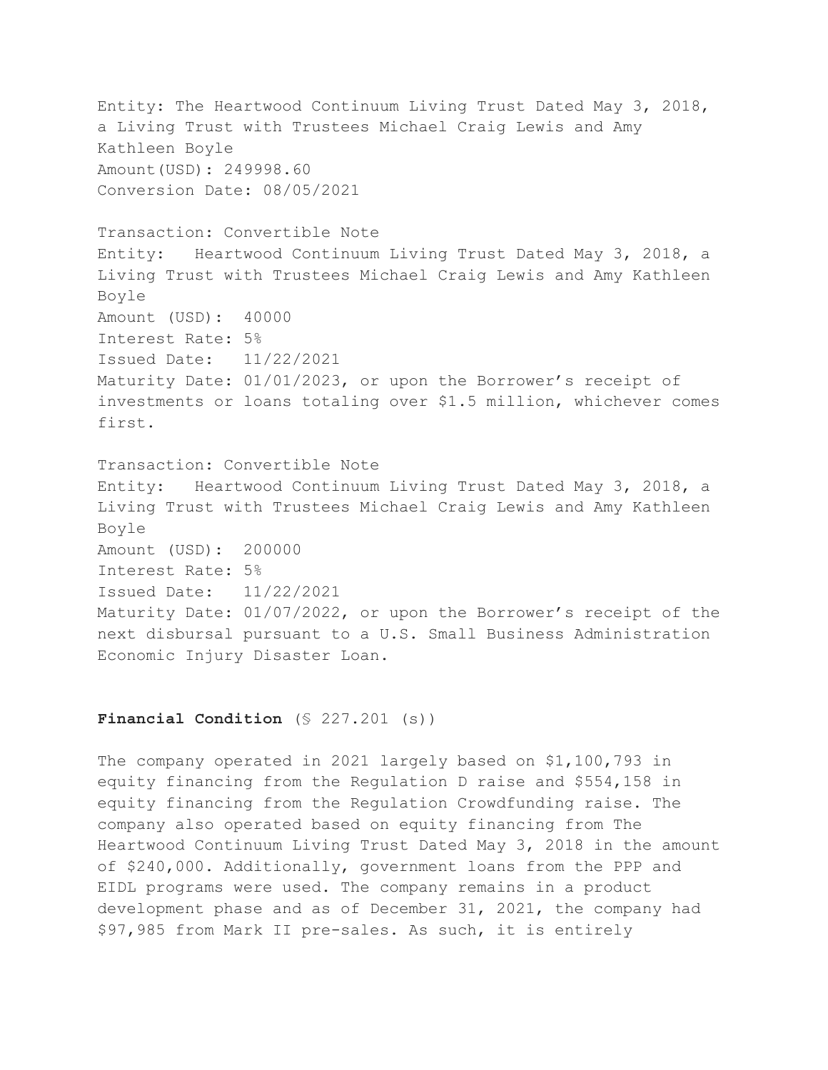Entity: The Heartwood Continuum Living Trust Dated May 3, 2018, a Living Trust with Trustees Michael Craig Lewis and Amy Kathleen Boyle
Amount(USD): 249998.60
Conversion Date: 08/05/2021

Transaction: Convertible Note
Entity: Heartwood Continuum Living Trust Dated May 3, 2018, a Living Trust with Trustees Michael Craig Lewis and Amy Kathleen Boyle
Amount (USD): 40000
Interest Rate: 5%
Issued Date: 11/22/2021
Maturity Date: 01/01/2023, or upon the Borrower's receipt of investments or loans totaling over $1.5 million, whichever comes first.

Transaction: Convertible Note
Entity: Heartwood Continuum Living Trust Dated May 3, 2018, a Living Trust with Trustees Michael Craig Lewis and Amy Kathleen Boyle
Amount (USD): 200000
Interest Rate: 5%
Issued Date: 11/22/2021
Maturity Date: 01/07/2022, or upon the Borrower's receipt of the next disbursal pursuant to a U.S. Small Business Administration Economic Injury Disaster Loan.

**Financial Condition** (§ 227.201 (s))

The company operated in 2021 largely based on $1,100,793 in equity financing from the Regulation D raise and $554,158 in equity financing from the Regulation Crowdfunding raise. The company also operated based on equity financing from The Heartwood Continuum Living Trust Dated May 3, 2018 in the amount of $240,000. Additionally, government loans from the PPP and EIDL programs were used. The company remains in a product development phase and as of December 31, 2021, the company had $97,985 from Mark II pre-sales. As such, it is entirely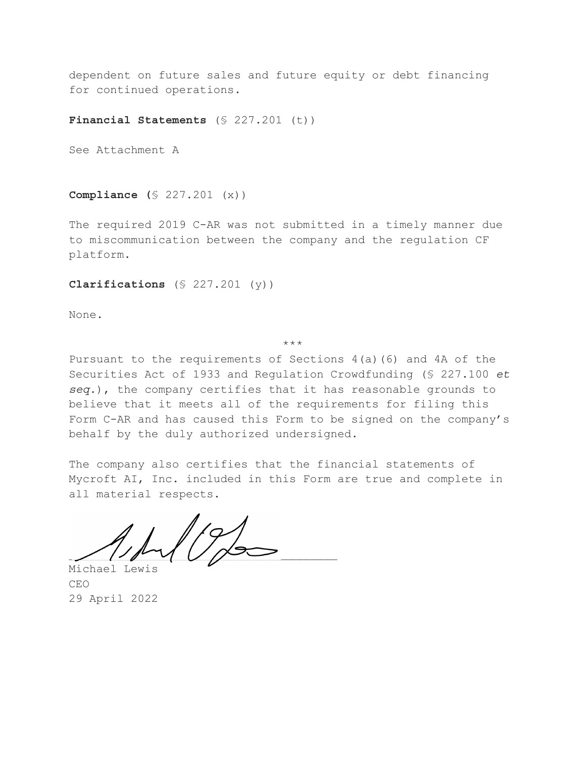dependent on future sales and future equity or debt financing for continued operations.

**Financial Statements** (§ 227.201 (t))

See Attachment A

**Compliance (**§ 227.201 (x))

The required 2019 C-AR was not submitted in a timely manner due to miscommunication between the company and the regulation CF platform.

**Clarifications** (§ 227.201 (y))

None.

\*\*\*

Pursuant to the requirements of Sections 4(a)(6) and 4A of the Securities Act of 1933 and Regulation Crowdfunding (§ 227.100 *et seq*.), the company certifies that it has reasonable grounds to believe that it meets all of the requirements for filing this Form C-AR and has caused this Form to be signed on the company's behalf by the duly authorized undersigned.

The company also certifies that the financial statements of Mycroft AI, Inc. included in this Form are true and complete in all material respects.

______________________________

Michael Lewis
CEO
29 April 2022